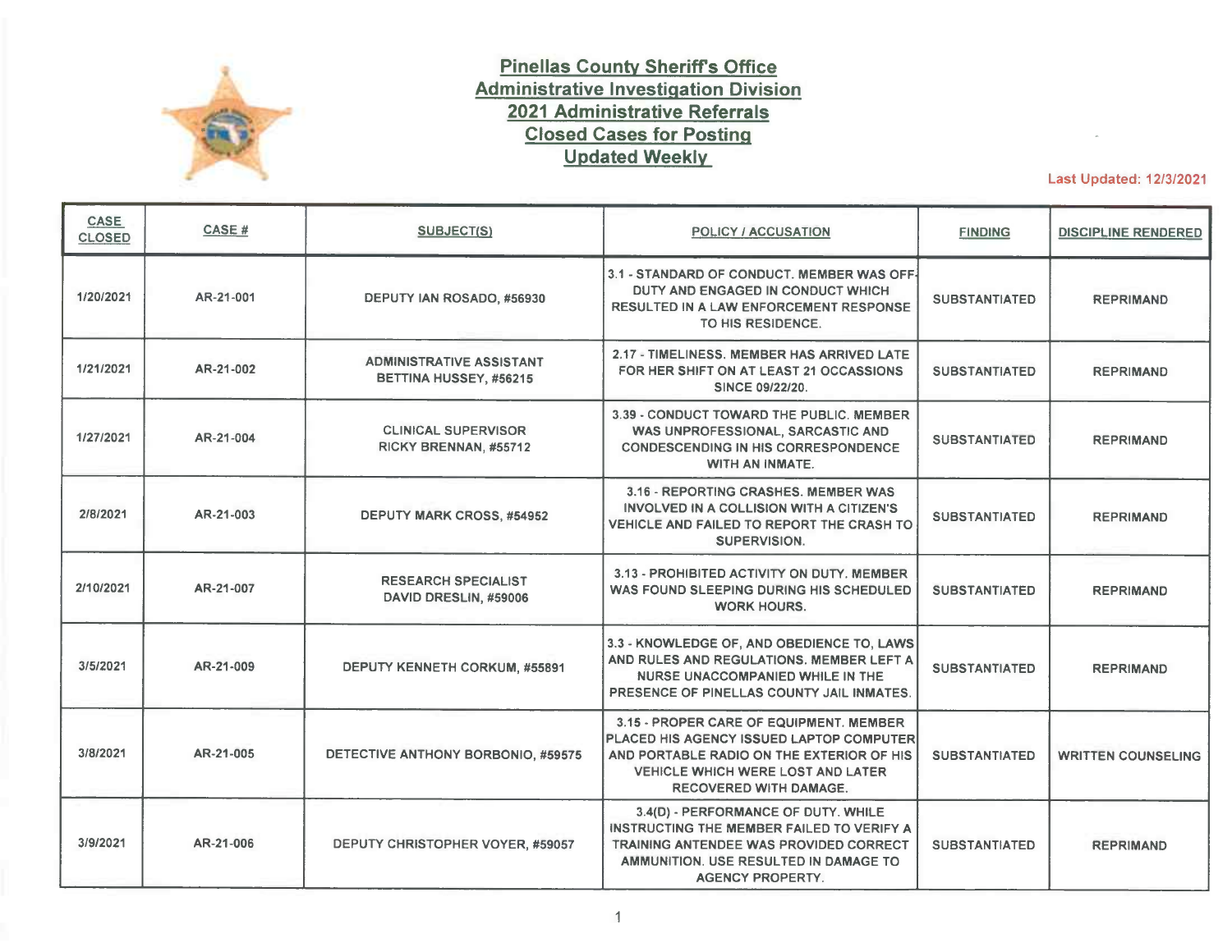# Pinellas County Sheriff's Office
## Administrative Investigation Division
## 2021 Administrative Referrals
## Closed Cases for Posting
## Updated Weekly

Last Updated: 12/3/2021

| CASE CLOSED | CASE # | SUBJECT(S) | POLICY / ACCUSATION | FINDING | DISCIPLINE RENDERED |
|---|---|---|---|---|---|
| 1/20/2021 | AR-21-001 | DEPUTY IAN ROSADO, #56930 | 3.1 - STANDARD OF CONDUCT. MEMBER WAS OFF-DUTY AND ENGAGED IN CONDUCT WHICH RESULTED IN A LAW ENFORCEMENT RESPONSE TO HIS RESIDENCE. | SUBSTANTIATED | REPRIMAND |
| 1/21/2021 | AR-21-002 | ADMINISTRATIVE ASSISTANT BETTINA HUSSEY, #56215 | 2.17 - TIMELINESS. MEMBER HAS ARRIVED LATE FOR HER SHIFT ON AT LEAST 21 OCCASSIONS SINCE 09/22/20. | SUBSTANTIATED | REPRIMAND |
| 1/27/2021 | AR-21-004 | CLINICAL SUPERVISOR RICKY BRENNAN, #55712 | 3.39 - CONDUCT TOWARD THE PUBLIC. MEMBER WAS UNPROFESSIONAL, SARCASTIC AND CONDESCENDING IN HIS CORRESPONDENCE WITH AN INMATE. | SUBSTANTIATED | REPRIMAND |
| 2/8/2021 | AR-21-003 | DEPUTY MARK CROSS, #54952 | 3.16 - REPORTING CRASHES. MEMBER WAS INVOLVED IN A COLLISION WITH A CITIZEN'S VEHICLE AND FAILED TO REPORT THE CRASH TO SUPERVISION. | SUBSTANTIATED | REPRIMAND |
| 2/10/2021 | AR-21-007 | RESEARCH SPECIALIST DAVID DRESLIN, #59006 | 3.13 - PROHIBITED ACTIVITY ON DUTY. MEMBER WAS FOUND SLEEPING DURING HIS SCHEDULED WORK HOURS. | SUBSTANTIATED | REPRIMAND |
| 3/5/2021 | AR-21-009 | DEPUTY KENNETH CORKUM, #55891 | 3.3 - KNOWLEDGE OF, AND OBEDIENCE TO, LAWS AND RULES AND REGULATIONS. MEMBER LEFT A NURSE UNACCOMPANIED WHILE IN THE PRESENCE OF PINELLAS COUNTY JAIL INMATES. | SUBSTANTIATED | REPRIMAND |
| 3/8/2021 | AR-21-005 | DETECTIVE ANTHONY BORBONIO, #59575 | 3.15 - PROPER CARE OF EQUIPMENT. MEMBER PLACED HIS AGENCY ISSUED LAPTOP COMPUTER AND PORTABLE RADIO ON THE EXTERIOR OF HIS VEHICLE WHICH WERE LOST AND LATER RECOVERED WITH DAMAGE. | SUBSTANTIATED | WRITTEN COUNSELING |
| 3/9/2021 | AR-21-006 | DEPUTY CHRISTOPHER VOYER, #59057 | 3.4(D) - PERFORMANCE OF DUTY. WHILE INSTRUCTING THE MEMBER FAILED TO VERIFY A TRAINING ANTENDEE WAS PROVIDED CORRECT AMMUNITION. USE RESULTED IN DAMAGE TO AGENCY PROPERTY. | SUBSTANTIATED | REPRIMAND |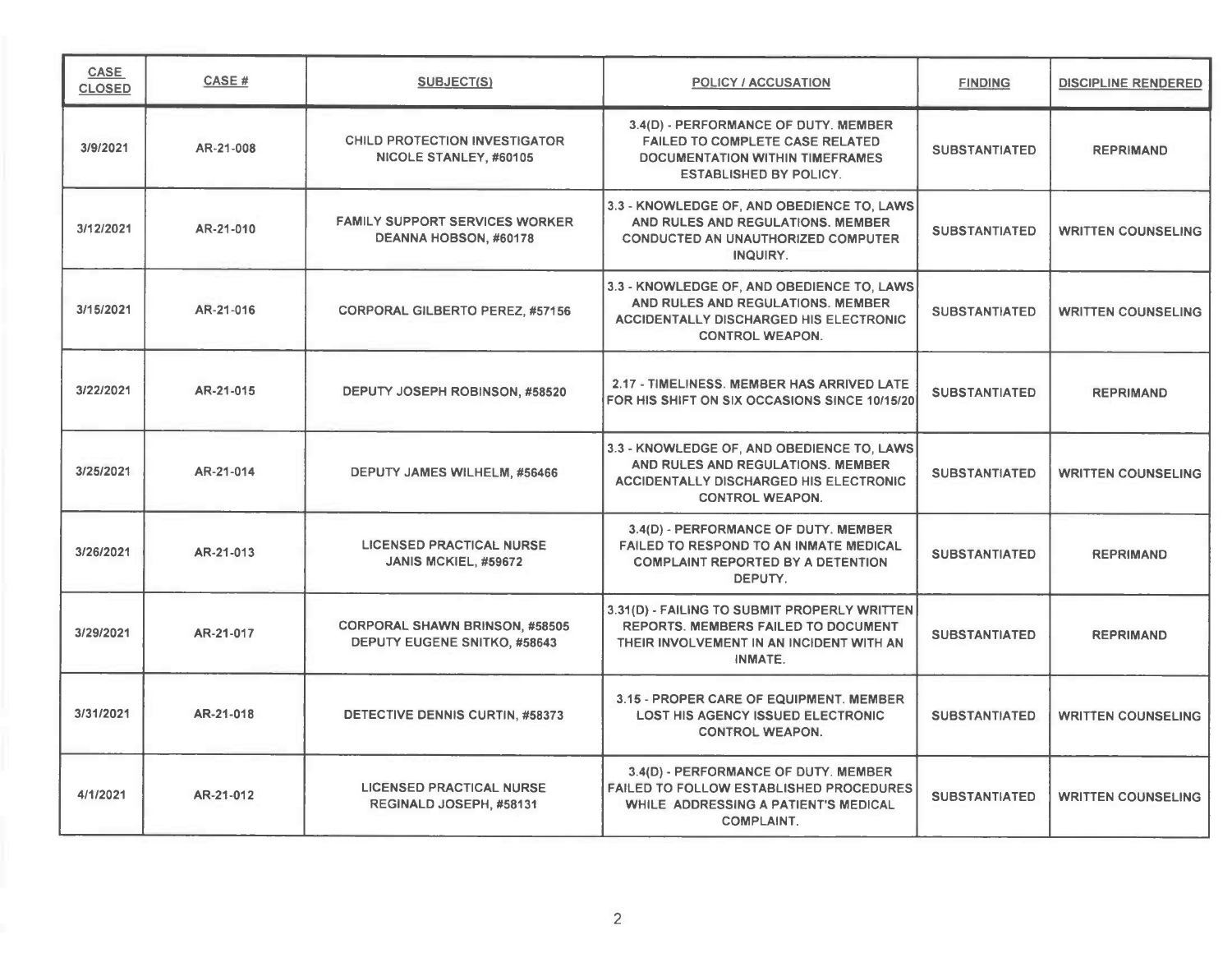| CASE CLOSED | CASE # | SUBJECT(S) | POLICY / ACCUSATION | FINDING | DISCIPLINE RENDERED |
|---|---|---|---|---|---|
| 3/9/2021 | AR-21-008 | CHILD PROTECTION INVESTIGATOR NICOLE STANLEY, #60105 | 3.4(D) - PERFORMANCE OF DUTY. MEMBER FAILED TO COMPLETE CASE RELATED DOCUMENTATION WITHIN TIMEFRAMES ESTABLISHED BY POLICY. | SUBSTANTIATED | REPRIMAND |
| 3/12/2021 | AR-21-010 | FAMILY SUPPORT SERVICES WORKER DEANNA HOBSON, #60178 | 3.3 - KNOWLEDGE OF, AND OBEDIENCE TO, LAWS AND RULES AND REGULATIONS. MEMBER CONDUCTED AN UNAUTHORIZED COMPUTER INQUIRY. | SUBSTANTIATED | WRITTEN COUNSELING |
| 3/15/2021 | AR-21-016 | CORPORAL GILBERTO PEREZ, #57156 | 3.3 - KNOWLEDGE OF, AND OBEDIENCE TO, LAWS AND RULES AND REGULATIONS. MEMBER ACCIDENTALLY DISCHARGED HIS ELECTRONIC CONTROL WEAPON. | SUBSTANTIATED | WRITTEN COUNSELING |
| 3/22/2021 | AR-21-015 | DEPUTY JOSEPH ROBINSON, #58520 | 2.17 - TIMELINESS. MEMBER HAS ARRIVED LATE FOR HIS SHIFT ON SIX OCCASIONS SINCE 10/15/20 | SUBSTANTIATED | REPRIMAND |
| 3/25/2021 | AR-21-014 | DEPUTY JAMES WILHELM, #56466 | 3.3 - KNOWLEDGE OF, AND OBEDIENCE TO, LAWS AND RULES AND REGULATIONS. MEMBER ACCIDENTALLY DISCHARGED HIS ELECTRONIC CONTROL WEAPON. | SUBSTANTIATED | WRITTEN COUNSELING |
| 3/26/2021 | AR-21-013 | LICENSED PRACTICAL NURSE JANIS MCKIEL, #59672 | 3.4(D) - PERFORMANCE OF DUTY. MEMBER FAILED TO RESPOND TO AN INMATE MEDICAL COMPLAINT REPORTED BY A DETENTION DEPUTY. | SUBSTANTIATED | REPRIMAND |
| 3/29/2021 | AR-21-017 | CORPORAL SHAWN BRINSON, #58505<br>DEPUTY EUGENE SNITKO, #58643 | 3.31(D) - FAILING TO SUBMIT PROPERLY WRITTEN REPORTS. MEMBERS FAILED TO DOCUMENT THEIR INVOLVEMENT IN AN INCIDENT WITH AN INMATE. | SUBSTANTIATED | REPRIMAND |
| 3/31/2021 | AR-21-018 | DETECTIVE DENNIS CURTIN, #58373 | 3.15 - PROPER CARE OF EQUIPMENT. MEMBER LOST HIS AGENCY ISSUED ELECTRONIC CONTROL WEAPON. | SUBSTANTIATED | WRITTEN COUNSELING |
| 4/1/2021 | AR-21-012 | LICENSED PRACTICAL NURSE REGINALD JOSEPH, #58131 | 3.4(D) - PERFORMANCE OF DUTY. MEMBER FAILED TO FOLLOW ESTABLISHED PROCEDURES WHILE ADDRESSING A PATIENT'S MEDICAL COMPLAINT. | SUBSTANTIATED | WRITTEN COUNSELING |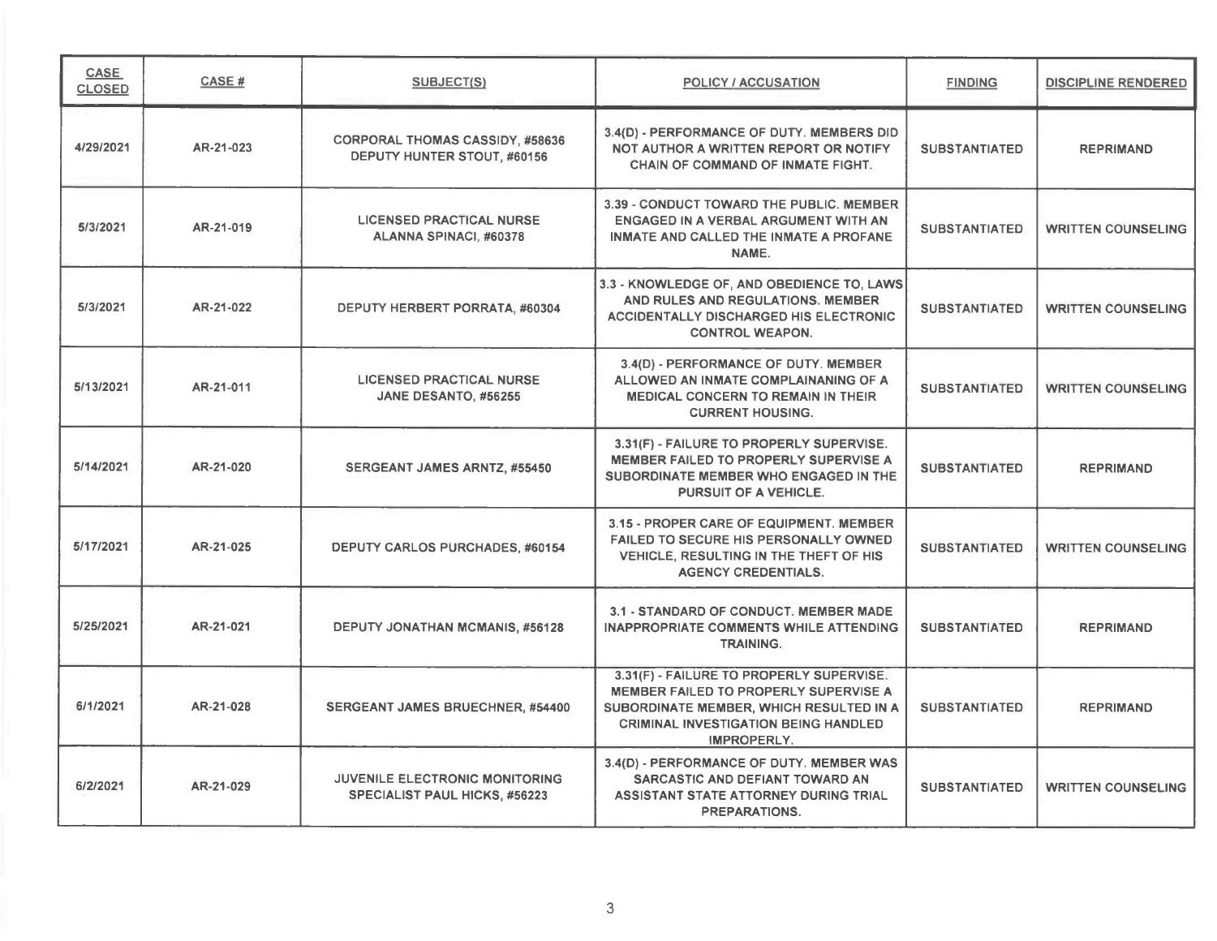| CASE CLOSED | CASE # | SUBJECT(S) | POLICY / ACCUSATION | FINDING | DISCIPLINE RENDERED |
|---|---|---|---|---|---|
| 4/29/2021 | AR-21-023 | CORPORAL THOMAS CASSIDY, #58636<br>DEPUTY HUNTER STOUT, #60156 | 3.4(D) - PERFORMANCE OF DUTY. MEMBERS DID NOT AUTHOR A WRITTEN REPORT OR NOTIFY CHAIN OF COMMAND OF INMATE FIGHT. | SUBSTANTIATED | REPRIMAND |
| 5/3/2021 | AR-21-019 | LICENSED PRACTICAL NURSE<br>ALANNA SPINACI, #60378 | 3.39 - CONDUCT TOWARD THE PUBLIC. MEMBER ENGAGED IN A VERBAL ARGUMENT WITH AN INMATE AND CALLED THE INMATE A PROFANE NAME. | SUBSTANTIATED | WRITTEN COUNSELING |
| 5/3/2021 | AR-21-022 | DEPUTY HERBERT PORRATA, #60304 | 3.3 - KNOWLEDGE OF, AND OBEDIENCE TO, LAWS AND RULES AND REGULATIONS. MEMBER ACCIDENTALLY DISCHARGED HIS ELECTRONIC CONTROL WEAPON. | SUBSTANTIATED | WRITTEN COUNSELING |
| 5/13/2021 | AR-21-011 | LICENSED PRACTICAL NURSE<br>JANE DESANTO, #56255 | 3.4(D) - PERFORMANCE OF DUTY. MEMBER ALLOWED AN INMATE COMPLAINANING OF A MEDICAL CONCERN TO REMAIN IN THEIR CURRENT HOUSING. | SUBSTANTIATED | WRITTEN COUNSELING |
| 5/14/2021 | AR-21-020 | SERGEANT JAMES ARNTZ, #55450 | 3.31(F) - FAILURE TO PROPERLY SUPERVISE. MEMBER FAILED TO PROPERLY SUPERVISE A SUBORDINATE MEMBER WHO ENGAGED IN THE PURSUIT OF A VEHICLE. | SUBSTANTIATED | REPRIMAND |
| 5/17/2021 | AR-21-025 | DEPUTY CARLOS PURCHADES, #60154 | 3.15 - PROPER CARE OF EQUIPMENT. MEMBER FAILED TO SECURE HIS PERSONALLY OWNED VEHICLE, RESULTING IN THE THEFT OF HIS AGENCY CREDENTIALS. | SUBSTANTIATED | WRITTEN COUNSELING |
| 5/25/2021 | AR-21-021 | DEPUTY JONATHAN MCMANIS, #56128 | 3.1 - STANDARD OF CONDUCT. MEMBER MADE INAPPROPRIATE COMMENTS WHILE ATTENDING TRAINING. | SUBSTANTIATED | REPRIMAND |
| 6/1/2021 | AR-21-028 | SERGEANT JAMES BRUECHNER, #54400 | 3.31(F) - FAILURE TO PROPERLY SUPERVISE. MEMBER FAILED TO PROPERLY SUPERVISE A SUBORDINATE MEMBER, WHICH RESULTED IN A CRIMINAL INVESTIGATION BEING HANDLED IMPROPERLY. | SUBSTANTIATED | REPRIMAND |
| 6/2/2021 | AR-21-029 | JUVENILE ELECTRONIC MONITORING SPECIALIST PAUL HICKS, #56223 | 3.4(D) - PERFORMANCE OF DUTY. MEMBER WAS SARCASTIC AND DEFIANT TOWARD AN ASSISTANT STATE ATTORNEY DURING TRIAL PREPARATIONS. | SUBSTANTIATED | WRITTEN COUNSELING |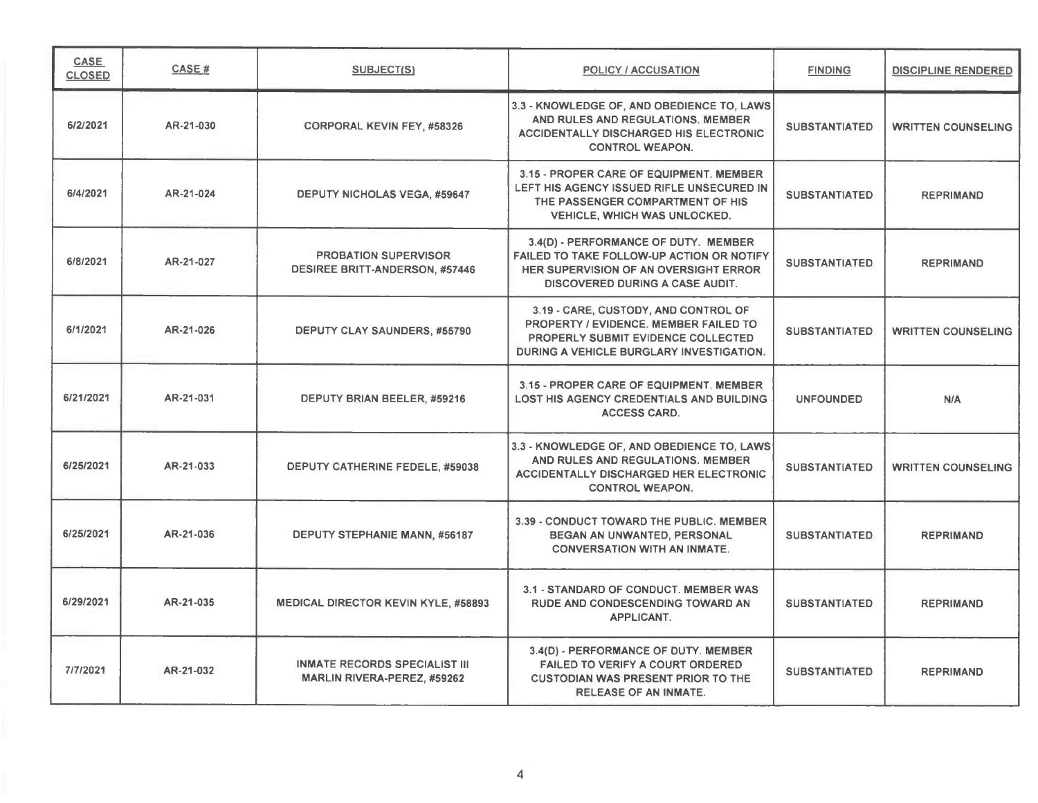| CASE CLOSED | CASE # | SUBJECT(S) | POLICY / ACCUSATION | FINDING | DISCIPLINE RENDERED |
|---|---|---|---|---|---|
| 6/2/2021 | AR-21-030 | CORPORAL KEVIN FEY, #58326 | 3.3 - KNOWLEDGE OF, AND OBEDIENCE TO, LAWS AND RULES AND REGULATIONS. MEMBER ACCIDENTALLY DISCHARGED HIS ELECTRONIC CONTROL WEAPON. | SUBSTANTIATED | WRITTEN COUNSELING |
| 6/4/2021 | AR-21-024 | DEPUTY NICHOLAS VEGA, #59647 | 3.15 - PROPER CARE OF EQUIPMENT. MEMBER LEFT HIS AGENCY ISSUED RIFLE UNSECURED IN THE PASSENGER COMPARTMENT OF HIS VEHICLE, WHICH WAS UNLOCKED. | SUBSTANTIATED | REPRIMAND |
| 6/8/2021 | AR-21-027 | PROBATION SUPERVISOR DESIREE BRITT-ANDERSON, #57446 | 3.4(D) - PERFORMANCE OF DUTY. MEMBER FAILED TO TAKE FOLLOW-UP ACTION OR NOTIFY HER SUPERVISION OF AN OVERSIGHT ERROR DISCOVERED DURING A CASE AUDIT. | SUBSTANTIATED | REPRIMAND |
| 6/1/2021 | AR-21-026 | DEPUTY CLAY SAUNDERS, #55790 | 3.19 - CARE, CUSTODY, AND CONTROL OF PROPERTY / EVIDENCE. MEMBER FAILED TO PROPERLY SUBMIT EVIDENCE COLLECTED DURING A VEHICLE BURGLARY INVESTIGATION. | SUBSTANTIATED | WRITTEN COUNSELING |
| 6/21/2021 | AR-21-031 | DEPUTY BRIAN BEELER, #59216 | 3.15 - PROPER CARE OF EQUIPMENT. MEMBER LOST HIS AGENCY CREDENTIALS AND BUILDING ACCESS CARD. | UNFOUNDED | N/A |
| 6/25/2021 | AR-21-033 | DEPUTY CATHERINE FEDELE, #59038 | 3.3 - KNOWLEDGE OF, AND OBEDIENCE TO, LAWS AND RULES AND REGULATIONS. MEMBER ACCIDENTALLY DISCHARGED HER ELECTRONIC CONTROL WEAPON. | SUBSTANTIATED | WRITTEN COUNSELING |
| 6/25/2021 | AR-21-036 | DEPUTY STEPHANIE MANN, #56187 | 3.39 - CONDUCT TOWARD THE PUBLIC. MEMBER BEGAN AN UNWANTED, PERSONAL CONVERSATION WITH AN INMATE. | SUBSTANTIATED | REPRIMAND |
| 6/29/2021 | AR-21-035 | MEDICAL DIRECTOR KEVIN KYLE, #58893 | 3.1 - STANDARD OF CONDUCT. MEMBER WAS RUDE AND CONDESCENDING TOWARD AN APPLICANT. | SUBSTANTIATED | REPRIMAND |
| 7/7/2021 | AR-21-032 | INMATE RECORDS SPECIALIST III MARLIN RIVERA-PEREZ, #59262 | 3.4(D) - PERFORMANCE OF DUTY. MEMBER FAILED TO VERIFY A COURT ORDERED CUSTODIAN WAS PRESENT PRIOR TO THE RELEASE OF AN INMATE. | SUBSTANTIATED | REPRIMAND |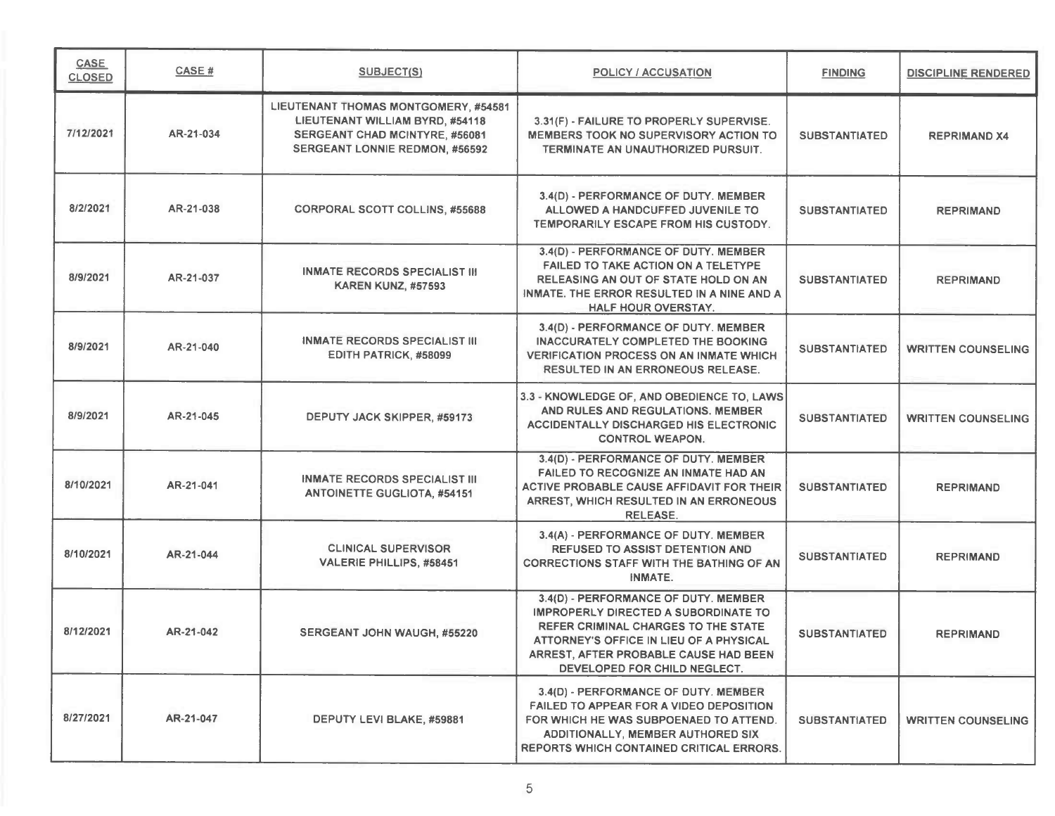| CASE CLOSED | CASE # | SUBJECT(S) | POLICY / ACCUSATION | FINDING | DISCIPLINE RENDERED |
|---|---|---|---|---|---|
| 7/12/2021 | AR-21-034 | LIEUTENANT THOMAS MONTGOMERY, #54581<br>LIEUTENANT WILLIAM BYRD, #54118<br>SERGEANT CHAD MCINTYRE, #56081<br>SERGEANT LONNIE REDMON, #56592 | 3.31(F) - FAILURE TO PROPERLY SUPERVISE. MEMBERS TOOK NO SUPERVISORY ACTION TO TERMINATE AN UNAUTHORIZED PURSUIT. | SUBSTANTIATED | REPRIMAND X4 |
| 8/2/2021 | AR-21-038 | CORPORAL SCOTT COLLINS, #55688 | 3.4(D) - PERFORMANCE OF DUTY. MEMBER ALLOWED A HANDCUFFED JUVENILE TO TEMPORARILY ESCAPE FROM HIS CUSTODY. | SUBSTANTIATED | REPRIMAND |
| 8/9/2021 | AR-21-037 | INMATE RECORDS SPECIALIST III<br>KAREN KUNZ, #57593 | 3.4(D) - PERFORMANCE OF DUTY. MEMBER FAILED TO TAKE ACTION ON A TELETYPE RELEASING AN OUT OF STATE HOLD ON AN INMATE. THE ERROR RESULTED IN A NINE AND A HALF HOUR OVERSTAY. | SUBSTANTIATED | REPRIMAND |
| 8/9/2021 | AR-21-040 | INMATE RECORDS SPECIALIST III<br>EDITH PATRICK, #58099 | 3.4(D) - PERFORMANCE OF DUTY. MEMBER INACCURATELY COMPLETED THE BOOKING VERIFICATION PROCESS ON AN INMATE WHICH RESULTED IN AN ERRONEOUS RELEASE. | SUBSTANTIATED | WRITTEN COUNSELING |
| 8/9/2021 | AR-21-045 | DEPUTY JACK SKIPPER, #59173 | 3.3 - KNOWLEDGE OF, AND OBEDIENCE TO, LAWS AND RULES AND REGULATIONS. MEMBER ACCIDENTALLY DISCHARGED HIS ELECTRONIC CONTROL WEAPON. | SUBSTANTIATED | WRITTEN COUNSELING |
| 8/10/2021 | AR-21-041 | INMATE RECORDS SPECIALIST III<br>ANTOINETTE GUGLIOTA, #54151 | 3.4(D) - PERFORMANCE OF DUTY. MEMBER FAILED TO RECOGNIZE AN INMATE HAD AN ACTIVE PROBABLE CAUSE AFFIDAVIT FOR THEIR ARREST, WHICH RESULTED IN AN ERRONEOUS RELEASE. | SUBSTANTIATED | REPRIMAND |
| 8/10/2021 | AR-21-044 | CLINICAL SUPERVISOR<br>VALERIE PHILLIPS, #58451 | 3.4(A) - PERFORMANCE OF DUTY. MEMBER REFUSED TO ASSIST DETENTION AND CORRECTIONS STAFF WITH THE BATHING OF AN INMATE. | SUBSTANTIATED | REPRIMAND |
| 8/12/2021 | AR-21-042 | SERGEANT JOHN WAUGH, #55220 | 3.4(D) - PERFORMANCE OF DUTY. MEMBER IMPROPERLY DIRECTED A SUBORDINATE TO REFER CRIMINAL CHARGES TO THE STATE ATTORNEY'S OFFICE IN LIEU OF A PHYSICAL ARREST, AFTER PROBABLE CAUSE HAD BEEN DEVELOPED FOR CHILD NEGLECT. | SUBSTANTIATED | REPRIMAND |
| 8/27/2021 | AR-21-047 | DEPUTY LEVI BLAKE, #59881 | 3.4(D) - PERFORMANCE OF DUTY. MEMBER FAILED TO APPEAR FOR A VIDEO DEPOSITION FOR WHICH HE WAS SUBPOENAED TO ATTEND. ADDITIONALLY, MEMBER AUTHORED SIX REPORTS WHICH CONTAINED CRITICAL ERRORS. | SUBSTANTIATED | WRITTEN COUNSELING |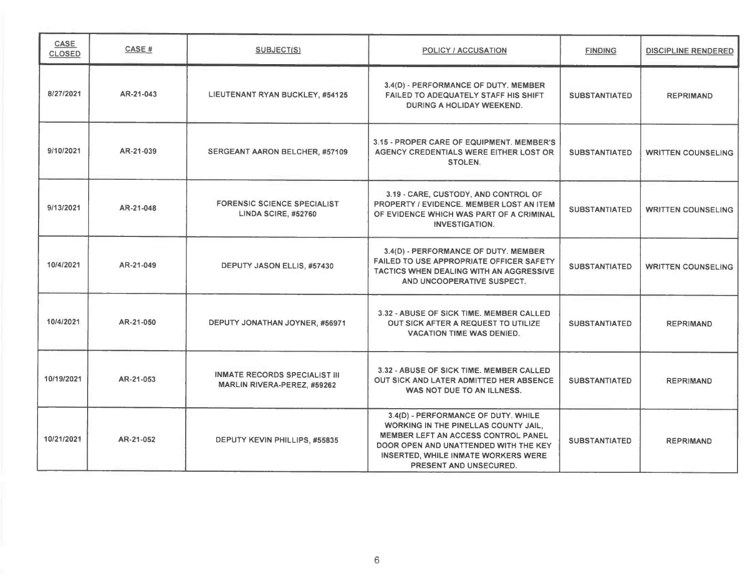| CASE CLOSED | CASE # | SUBJECT(S) | POLICY / ACCUSATION | FINDING | DISCIPLINE RENDERED |
|---|---|---|---|---|---|
| 8/27/2021 | AR-21-043 | LIEUTENANT RYAN BUCKLEY, #54125 | 3.4(D) - PERFORMANCE OF DUTY. MEMBER FAILED TO ADEQUATELY STAFF HIS SHIFT DURING A HOLIDAY WEEKEND. | SUBSTANTIATED | REPRIMAND |
| 9/10/2021 | AR-21-039 | SERGEANT AARON BELCHER, #57109 | 3.15 - PROPER CARE OF EQUIPMENT. MEMBER'S AGENCY CREDENTIALS WERE EITHER LOST OR STOLEN. | SUBSTANTIATED | WRITTEN COUNSELING |
| 9/13/2021 | AR-21-048 | FORENSIC SCIENCE SPECIALIST LINDA SCIRE, #52760 | 3.19 - CARE, CUSTODY, AND CONTROL OF PROPERTY / EVIDENCE. MEMBER LOST AN ITEM OF EVIDENCE WHICH WAS PART OF A CRIMINAL INVESTIGATION. | SUBSTANTIATED | WRITTEN COUNSELING |
| 10/4/2021 | AR-21-049 | DEPUTY JASON ELLIS, #57430 | 3.4(D) - PERFORMANCE OF DUTY. MEMBER FAILED TO USE APPROPRIATE OFFICER SAFETY TACTICS WHEN DEALING WITH AN AGGRESSIVE AND UNCOOPERATIVE SUSPECT. | SUBSTANTIATED | WRITTEN COUNSELING |
| 10/4/2021 | AR-21-050 | DEPUTY JONATHAN JOYNER, #56971 | 3.32 - ABUSE OF SICK TIME. MEMBER CALLED OUT SICK AFTER A REQUEST TO UTILIZE VACATION TIME WAS DENIED. | SUBSTANTIATED | REPRIMAND |
| 10/19/2021 | AR-21-053 | INMATE RECORDS SPECIALIST III MARLIN RIVERA-PEREZ, #59262 | 3.32 - ABUSE OF SICK TIME. MEMBER CALLED OUT SICK AND LATER ADMITTED HER ABSENCE WAS NOT DUE TO AN ILLNESS. | SUBSTANTIATED | REPRIMAND |
| 10/21/2021 | AR-21-052 | DEPUTY KEVIN PHILLIPS, #55835 | 3.4(D) - PERFORMANCE OF DUTY. WHILE WORKING IN THE PINELLAS COUNTY JAIL, MEMBER LEFT AN ACCESS CONTROL PANEL DOOR OPEN AND UNATTENDED WITH THE KEY INSERTED, WHILE INMATE WORKERS WERE PRESENT AND UNSECURED. | SUBSTANTIATED | REPRIMAND |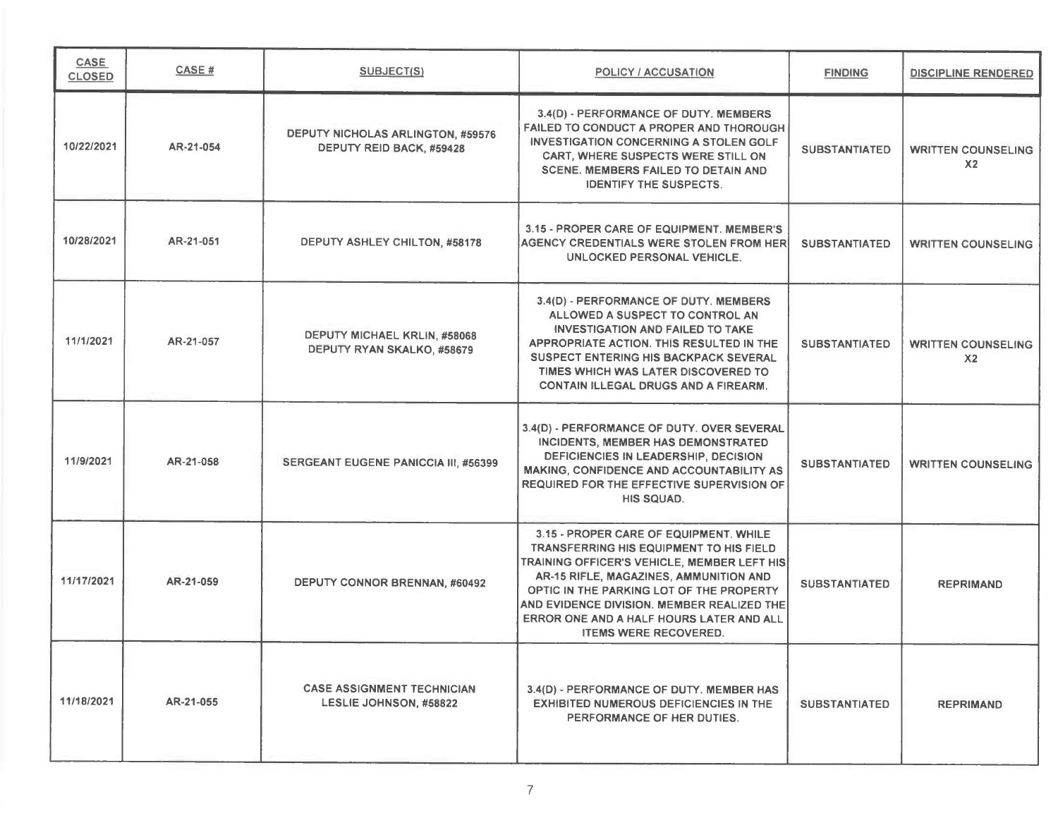| CASE CLOSED | CASE # | SUBJECT(S) | POLICY / ACCUSATION | FINDING | DISCIPLINE RENDERED |
|---|---|---|---|---|---|
| 10/22/2021 | AR-21-054 | DEPUTY NICHOLAS ARLINGTON, #59576<br>DEPUTY REID BACK, #59428 | 3.4(D) - PERFORMANCE OF DUTY. MEMBERS FAILED TO CONDUCT A PROPER AND THOROUGH INVESTIGATION CONCERNING A STOLEN GOLF CART, WHERE SUSPECTS WERE STILL ON SCENE. MEMBERS FAILED TO DETAIN AND IDENTIFY THE SUSPECTS. | SUBSTANTIATED | WRITTEN COUNSELING X2 |
| 10/28/2021 | AR-21-051 | DEPUTY ASHLEY CHILTON, #58178 | 3.15 - PROPER CARE OF EQUIPMENT. MEMBER'S AGENCY CREDENTIALS WERE STOLEN FROM HER UNLOCKED PERSONAL VEHICLE. | SUBSTANTIATED | WRITTEN COUNSELING |
| 11/1/2021 | AR-21-057 | DEPUTY MICHAEL KRLIN, #58068<br>DEPUTY RYAN SKALKO, #58679 | 3.4(D) - PERFORMANCE OF DUTY. MEMBERS ALLOWED A SUSPECT TO CONTROL AN INVESTIGATION AND FAILED TO TAKE APPROPRIATE ACTION. THIS RESULTED IN THE SUSPECT ENTERING HIS BACKPACK SEVERAL TIMES WHICH WAS LATER DISCOVERED TO CONTAIN ILLEGAL DRUGS AND A FIREARM. | SUBSTANTIATED | WRITTEN COUNSELING X2 |
| 11/9/2021 | AR-21-058 | SERGEANT EUGENE PANICCIA III, #56399 | 3.4(D) - PERFORMANCE OF DUTY. OVER SEVERAL INCIDENTS, MEMBER HAS DEMONSTRATED DEFICIENCIES IN LEADERSHIP, DECISION MAKING, CONFIDENCE AND ACCOUNTABILITY AS REQUIRED FOR THE EFFECTIVE SUPERVISION OF HIS SQUAD. | SUBSTANTIATED | WRITTEN COUNSELING |
| 11/17/2021 | AR-21-059 | DEPUTY CONNOR BRENNAN, #60492 | 3.15 - PROPER CARE OF EQUIPMENT. WHILE TRANSFERRING HIS EQUIPMENT TO HIS FIELD TRAINING OFFICER'S VEHICLE, MEMBER LEFT HIS AR-15 RIFLE, MAGAZINES, AMMUNITION AND OPTIC IN THE PARKING LOT OF THE PROPERTY AND EVIDENCE DIVISION. MEMBER REALIZED THE ERROR ONE AND A HALF HOURS LATER AND ALL ITEMS WERE RECOVERED. | SUBSTANTIATED | REPRIMAND |
| 11/18/2021 | AR-21-055 | CASE ASSIGNMENT TECHNICIAN<br>LESLIE JOHNSON, #58822 | 3.4(D) - PERFORMANCE OF DUTY. MEMBER HAS EXHIBITED NUMEROUS DEFICIENCIES IN THE PERFORMANCE OF HER DUTIES. | SUBSTANTIATED | REPRIMAND |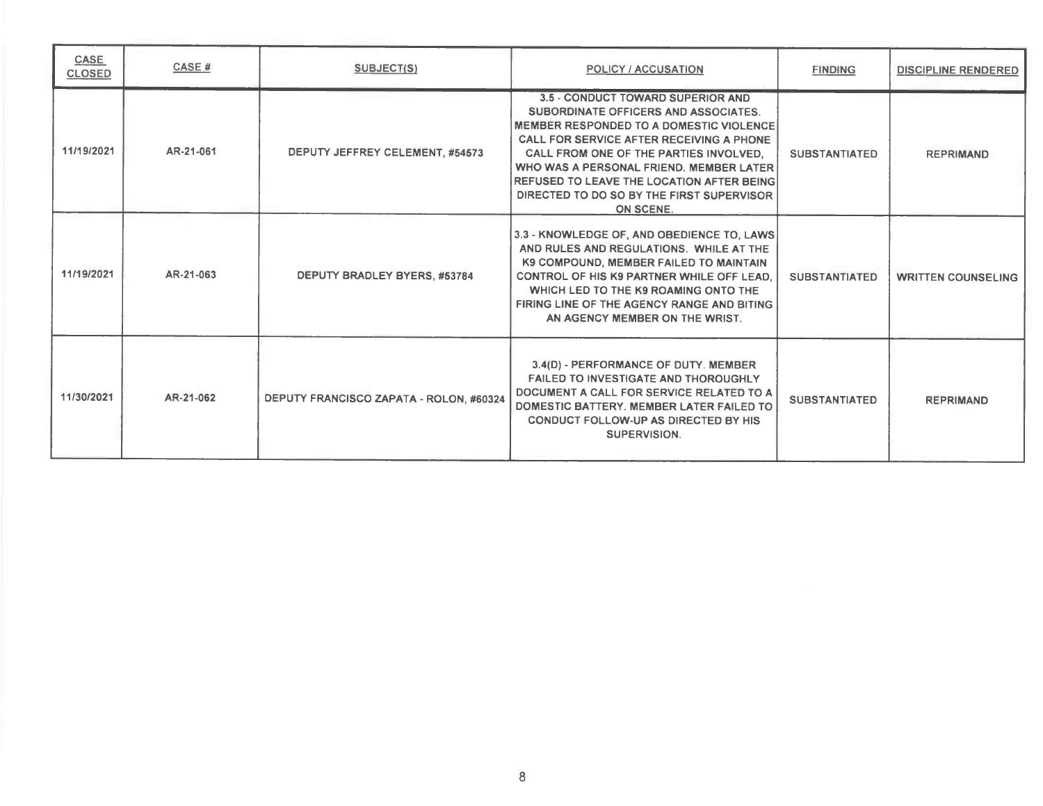| CASE CLOSED | CASE # | SUBJECT(S) | POLICY / ACCUSATION | FINDING | DISCIPLINE RENDERED |
| --- | --- | --- | --- | --- | --- |
| 11/19/2021 | AR-21-061 | DEPUTY JEFFREY CELEMENT, #54573 | 3.5 - CONDUCT TOWARD SUPERIOR AND SUBORDINATE OFFICERS AND ASSOCIATES. MEMBER RESPONDED TO A DOMESTIC VIOLENCE CALL FOR SERVICE AFTER RECEIVING A PHONE CALL FROM ONE OF THE PARTIES INVOLVED, WHO WAS A PERSONAL FRIEND. MEMBER LATER REFUSED TO LEAVE THE LOCATION AFTER BEING DIRECTED TO DO SO BY THE FIRST SUPERVISOR ON SCENE. | SUBSTANTIATED | REPRIMAND |
| 11/19/2021 | AR-21-063 | DEPUTY BRADLEY BYERS, #53784 | 3.3 - KNOWLEDGE OF, AND OBEDIENCE TO, LAWS AND RULES AND REGULATIONS. WHILE AT THE K9 COMPOUND, MEMBER FAILED TO MAINTAIN CONTROL OF HIS K9 PARTNER WHILE OFF LEAD, WHICH LED TO THE K9 ROAMING ONTO THE FIRING LINE OF THE AGENCY RANGE AND BITING AN AGENCY MEMBER ON THE WRIST. | SUBSTANTIATED | WRITTEN COUNSELING |
| 11/30/2021 | AR-21-062 | DEPUTY FRANCISCO ZAPATA - ROLON, #60324 | 3.4(D) - PERFORMANCE OF DUTY. MEMBER FAILED TO INVESTIGATE AND THOROUGHLY DOCUMENT A CALL FOR SERVICE RELATED TO A DOMESTIC BATTERY. MEMBER LATER FAILED TO CONDUCT FOLLOW-UP AS DIRECTED BY HIS SUPERVISION. | SUBSTANTIATED | REPRIMAND |